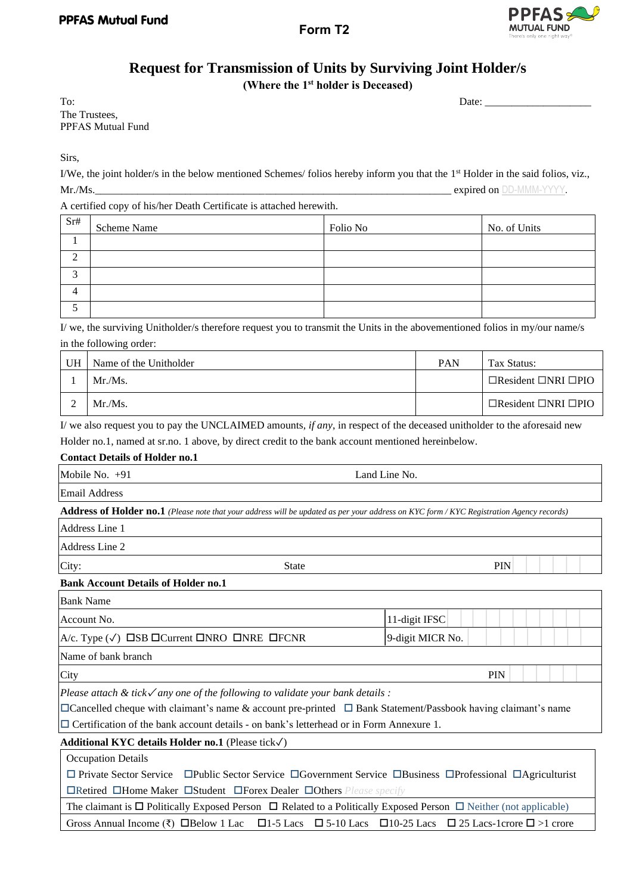PPFAS Mutual Fund

Form T2

# Request for Transmission of Units by Surviving Joint Holder/s

**(Where the 1st holder is Deceased)**

To:
The Trustees,
PPFAS Mutual Fund

Date: ____________________

Sirs,

I/We, the joint holder/s in the below mentioned Schemes/ folios hereby inform you that the 1st Holder in the said folios, viz., Mr./Ms.______________________________________________________________________ expired on DD-MMM-YYYY.

A certified copy of his/her Death Certificate is attached herewith.

| Sr# | Scheme Name | Folio No | No. of Units |
|---|---|---|---|
| 1 | | | |
| 2 | | | |
| 3 | | | |
| 4 | | | |
| 5 | | | |

I/ we, the surviving Unitholder/s therefore request you to transmit the Units in the abovementioned folios in my/our name/s in the following order:

| UH | Name of the Unitholder | PAN | Tax Status: |
|---|---|---|---|
| 1 | Mr./Ms. | | ☐Resident ☐NRI ☐PIO |
| 2 | Mr./Ms. | | ☐Resident ☐NRI ☐PIO |

I/ we also request you to pay the UNCLAIMED amounts, *if any*, in respect of the deceased unitholder to the aforesaid new Holder no.1, named at sr.no. 1 above, by direct credit to the bank account mentioned hereinbelow.

**Contact Details of Holder no.1**

| Mobile No. +91 | Land Line No. |
|---|---|
| Email Address | |

**Address of Holder no.1** *(Please note that your address will be updated as per your address on KYC form / KYC Registration Agency records)*

| Address Line 1 | | |
|---|---|---|
| Address Line 2 | | |
| City: | State | PIN |

**Bank Account Details of Holder no.1**

| Bank Name | |
|---|---|
| Account No. | 11-digit IFSC |
| A/c. Type (✓) ☐SB ☐Current ☐NRO ☐NRE ☐FCNR | 9-digit MICR No. |
| Name of bank branch | |
| City | PIN |

*Please attach & tick✓ any one of the following to validate your bank details :*

☐Cancelled cheque with claimant's name & account pre-printed ☐ Bank Statement/Passbook having claimant's name

☐ Certification of the bank account details - on bank's letterhead or in Form Annexure 1.

**Additional KYC details Holder no.1** (Please tick✓)

Occupation Details

☐ Private Sector Service ☐Public Sector Service ☐Government Service ☐Business ☐Professional ☐Agriculturist ☐Retired ☐Home Maker ☐Student ☐Forex Dealer ☐Others Please specify

The claimant is ☐ Politically Exposed Person ☐ Related to a Politically Exposed Person ☐ Neither (not applicable)

Gross Annual Income (₹) ☐Below 1 Lac ☐1-5 Lacs ☐ 5-10 Lacs ☐10-25 Lacs ☐ 25 Lacs-1crore ☐ >1 crore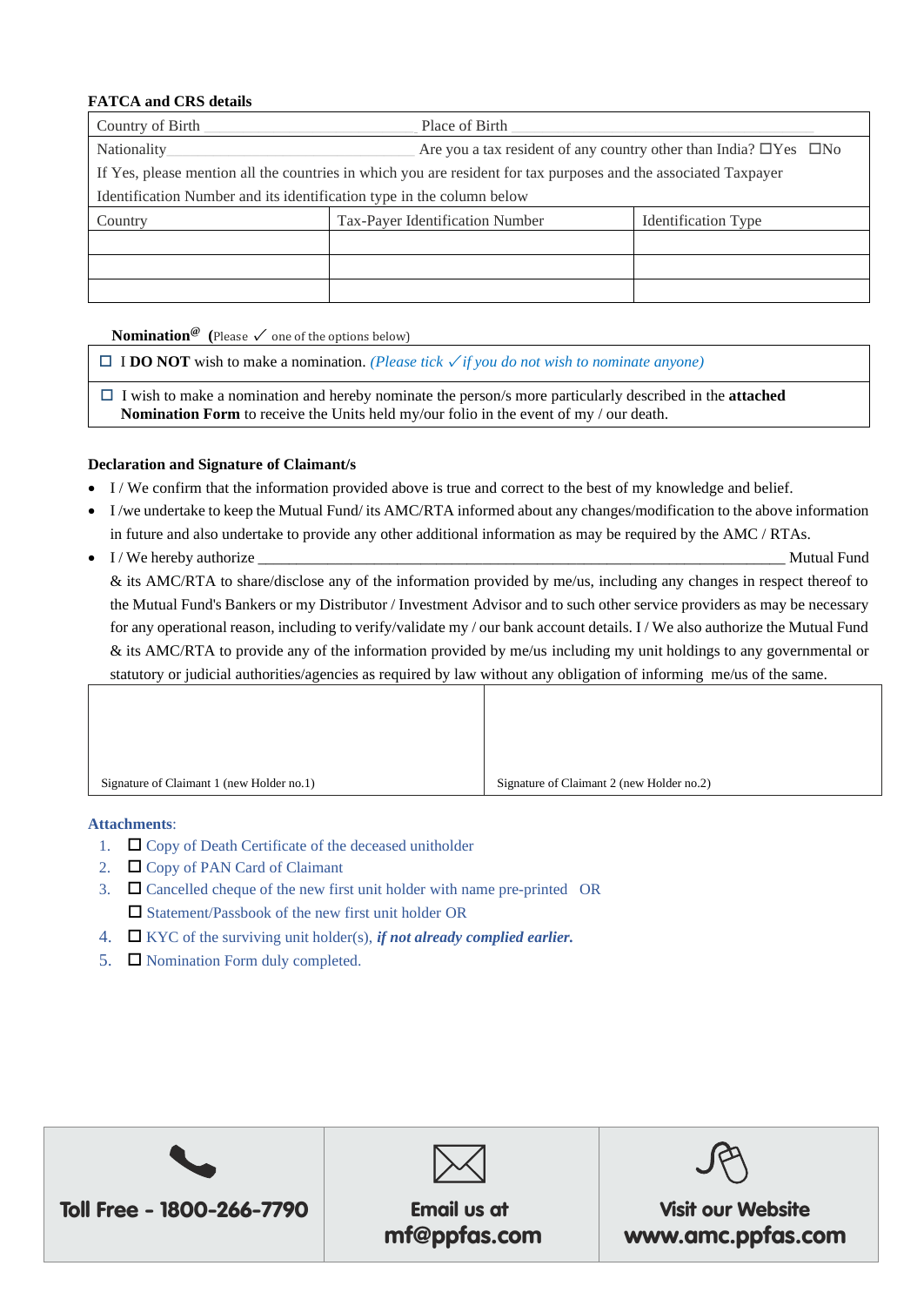**FATCA and CRS details**

| | | |
|---|---|---|
| Country of Birth ______________________ | Place of Birth ______________________ | |
| Nationality ______________________ | Are you a tax resident of any country other than India? ☐Yes ☐No | |
| If Yes, please mention all the countries in which you are resident for tax purposes and the associated Taxpayer Identification Number and its identification type in the column below | | |
| Country | Tax-Payer Identification Number | Identification Type |
| | | |
| | | |
| | | |

**Nomination**[@] (Please ✓ one of the options below)

☐ I **DO NOT** wish to make a nomination. *(Please tick ✓ if you do not wish to nominate anyone)*

☐ I wish to make a nomination and hereby nominate the person/s more particularly described in the **attached Nomination Form** to receive the Units held my/our folio in the event of my / our death.

**Declaration and Signature of Claimant/s**

- I / We confirm that the information provided above is true and correct to the best of my knowledge and belief.
- I /we undertake to keep the Mutual Fund/ its AMC/RTA informed about any changes/modification to the above information in future and also undertake to provide any other additional information as may be required by the AMC / RTAs.
- I / We hereby authorize ______________________________________________________________ Mutual Fund & its AMC/RTA to share/disclose any of the information provided by me/us, including any changes in respect thereof to the Mutual Fund's Bankers or my Distributor / Investment Advisor and to such other service providers as may be necessary for any operational reason, including to verify/validate my / our bank account details. I / We also authorize the Mutual Fund & its AMC/RTA to provide any of the information provided by me/us including my unit holdings to any governmental or statutory or judicial authorities/agencies as required by law without any obligation of informing me/us of the same.

| | |
|---|---|
| Signature of Claimant 1 (new Holder no.1) | Signature of Claimant 2 (new Holder no.2) |

**Attachments**:

1. ☐ Copy of Death Certificate of the deceased unitholder
2. ☐ Copy of PAN Card of Claimant
3. ☐ Cancelled cheque of the new first unit holder with name pre-printed OR
   ☐ Statement/Passbook of the new first unit holder OR
4. ☐ KYC of the surviving unit holder(s), ***if not already complied earlier.***
5. ☐ Nomination Form duly completed.

**Toll Free - 1800-266-7790**

**Email us at mf@ppfas.com**

**Visit our Website www.amc.ppfas.com**